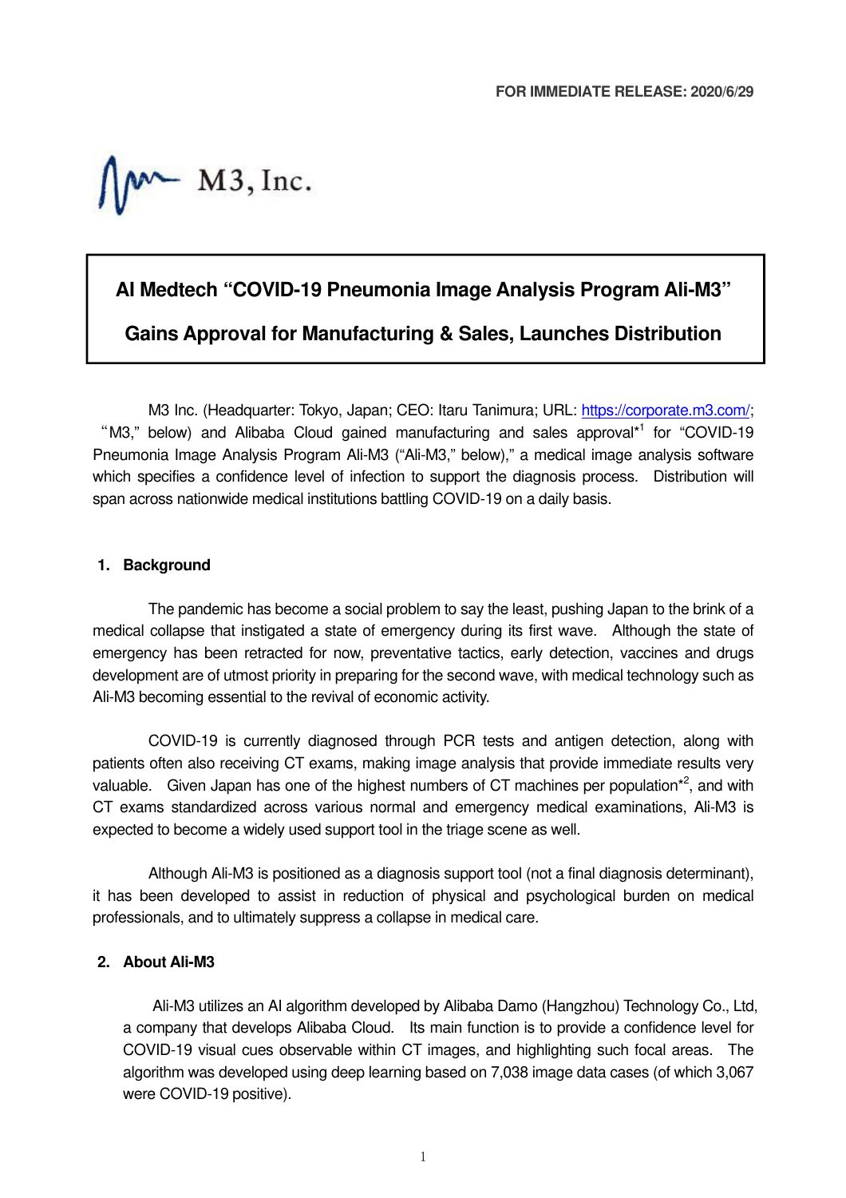FOR IMMEDIATE RELEASE: 2020/6/29

M3, Inc.

# AI Medtech "COVID-19 Pneumonia Image Analysis Program Ali-M3" Gains Approval for Manufacturing & Sales, Launches Distribution

M3 Inc. (Headquarter: Tokyo, Japan; CEO: Itaru Tanimura; URL: https://corporate.m3.com/; "M3," below) and Alibaba Cloud gained manufacturing and sales approval*[1] for "COVID-19 Pneumonia Image Analysis Program Ali-M3 ("Ali-M3," below)," a medical image analysis software which specifies a confidence level of infection to support the diagnosis process. Distribution will span across nationwide medical institutions battling COVID-19 on a daily basis.

## 1. Background

The pandemic has become a social problem to say the least, pushing Japan to the brink of a medical collapse that instigated a state of emergency during its first wave. Although the state of emergency has been retracted for now, preventative tactics, early detection, vaccines and drugs development are of utmost priority in preparing for the second wave, with medical technology such as Ali-M3 becoming essential to the revival of economic activity.

COVID-19 is currently diagnosed through PCR tests and antigen detection, along with patients often also receiving CT exams, making image analysis that provide immediate results very valuable. Given Japan has one of the highest numbers of CT machines per population*[2], and with CT exams standardized across various normal and emergency medical examinations, Ali-M3 is expected to become a widely used support tool in the triage scene as well.

Although Ali-M3 is positioned as a diagnosis support tool (not a final diagnosis determinant), it has been developed to assist in reduction of physical and psychological burden on medical professionals, and to ultimately suppress a collapse in medical care.

## 2. About Ali-M3

Ali-M3 utilizes an AI algorithm developed by Alibaba Damo (Hangzhou) Technology Co., Ltd, a company that develops Alibaba Cloud. Its main function is to provide a confidence level for COVID-19 visual cues observable within CT images, and highlighting such focal areas. The algorithm was developed using deep learning based on 7,038 image data cases (of which 3,067 were COVID-19 positive).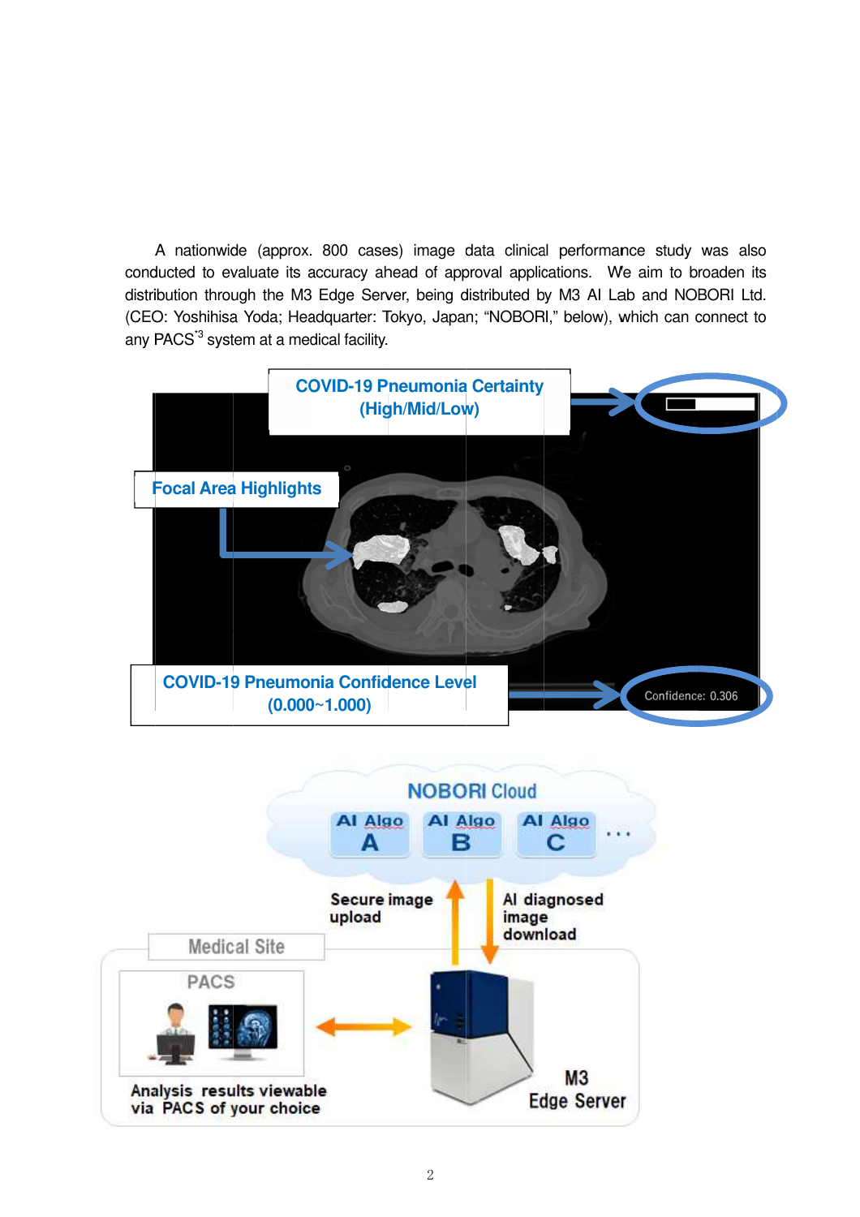A nationwide (approx. 800 cases) image data clinical performance study was also conducted to evaluate its accuracy ahead of approval applications. We aim to broaden its distribution through the M3 Edge Server, being distributed by M3 AI Lab and NOBORI Ltd. (CEO: Yoshihisa Yoda; Headquarter: Tokyo, Japan; "NOBORI," below), which can connect to any PACS[*3] system at a medical facility.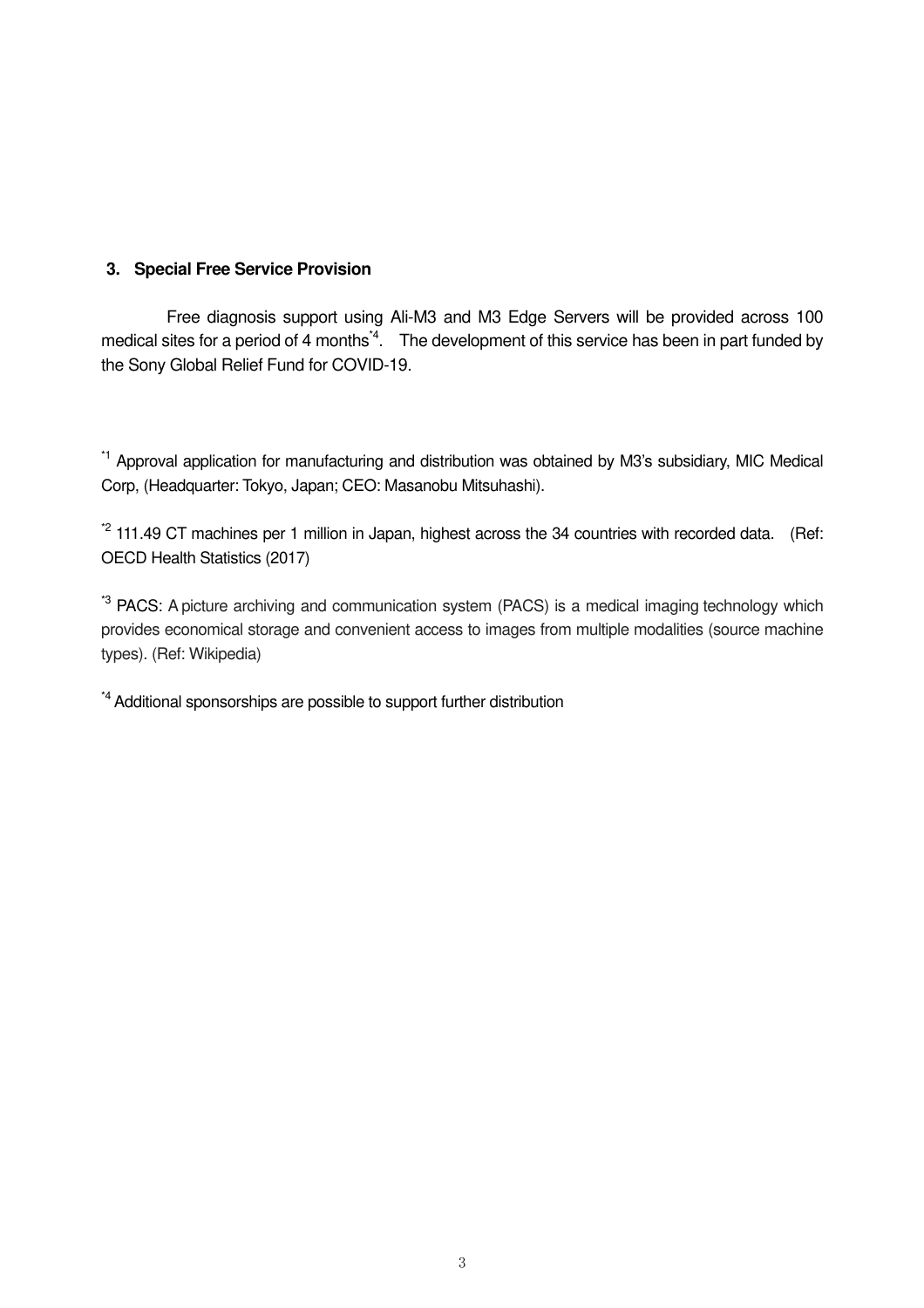### 3. Special Free Service Provision

Free diagnosis support using Ali-M3 and M3 Edge Servers will be provided across 100 medical sites for a period of 4 months[*4]. The development of this service has been in part funded by the Sony Global Relief Fund for COVID-19.

[*1] Approval application for manufacturing and distribution was obtained by M3's subsidiary, MIC Medical Corp, (Headquarter: Tokyo, Japan; CEO: Masanobu Mitsuhashi).

[*2] 111.49 CT machines per 1 million in Japan, highest across the 34 countries with recorded data. (Ref: OECD Health Statistics (2017)

[*3] PACS: A picture archiving and communication system (PACS) is a medical imaging technology which provides economical storage and convenient access to images from multiple modalities (source machine types). (Ref: Wikipedia)

[*4] Additional sponsorships are possible to support further distribution